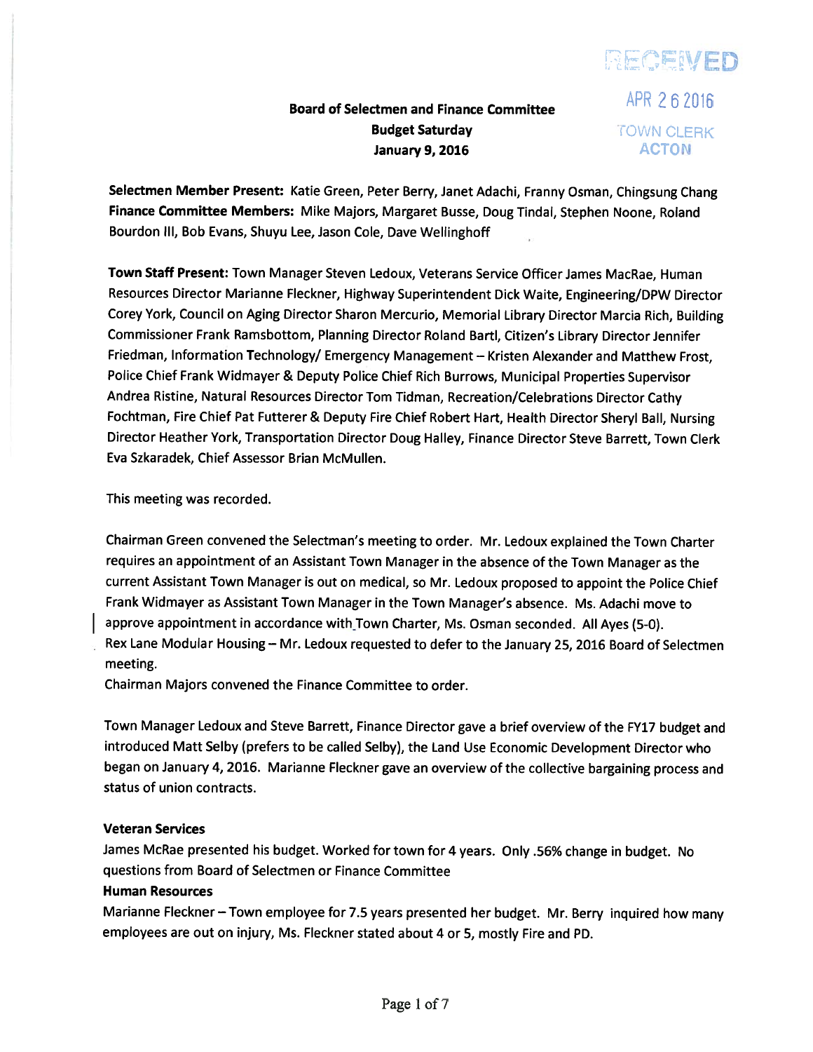RECEIVED

APR 26 2016

TOWN CLERK
ACTON

**Board of Selectmen and Finance Committee**
**Budget Saturday**
**January 9, 2016**

**Selectmen Member Present:** Katie Green, Peter Berry, Janet Adachi, Franny Osman, Chingsung Chang
**Finance Committee Members:** Mike Majors, Margaret Busse, Doug Tindal, Stephen Noone, Roland Bourdon III, Bob Evans, Shuyu Lee, Jason Cole, Dave Wellinghoff

**Town Staff Present:** Town Manager Steven Ledoux, Veterans Service Officer James MacRae, Human Resources Director Marianne Fleckner, Highway Superintendent Dick Waite, Engineering/DPW Director Corey York, Council on Aging Director Sharon Mercurio, Memorial Library Director Marcia Rich, Building Commissioner Frank Ramsbottom, Planning Director Roland Bartl, Citizen's Library Director Jennifer Friedman, Information Technology/ Emergency Management – Kristen Alexander and Matthew Frost, Police Chief Frank Widmayer & Deputy Police Chief Rich Burrows, Municipal Properties Supervisor Andrea Ristine, Natural Resources Director Tom Tidman, Recreation/Celebrations Director Cathy Fochtman, Fire Chief Pat Futterer & Deputy Fire Chief Robert Hart, Health Director Sheryl Ball, Nursing Director Heather York, Transportation Director Doug Halley, Finance Director Steve Barrett, Town Clerk Eva Szkaradek, Chief Assessor Brian McMullen.

This meeting was recorded.

Chairman Green convened the Selectman's meeting to order. Mr. Ledoux explained the Town Charter requires an appointment of an Assistant Town Manager in the absence of the Town Manager as the current Assistant Town Manager is out on medical, so Mr. Ledoux proposed to appoint the Police Chief Frank Widmayer as Assistant Town Manager in the Town Manager's absence. Ms. Adachi move to approve appointment in accordance with Town Charter, Ms. Osman seconded. All Ayes (5-0).
Rex Lane Modular Housing – Mr. Ledoux requested to defer to the January 25, 2016 Board of Selectmen meeting.
Chairman Majors convened the Finance Committee to order.

Town Manager Ledoux and Steve Barrett, Finance Director gave a brief overview of the FY17 budget and introduced Matt Selby (prefers to be called Selby), the Land Use Economic Development Director who began on January 4, 2016. Marianne Fleckner gave an overview of the collective bargaining process and status of union contracts.

**Veteran Services**
James McRae presented his budget. Worked for town for 4 years. Only .56% change in budget. No questions from Board of Selectmen or Finance Committee

**Human Resources**
Marianne Fleckner – Town employee for 7.5 years presented her budget. Mr. Berry inquired how many employees are out on injury, Ms. Fleckner stated about 4 or 5, mostly Fire and PD.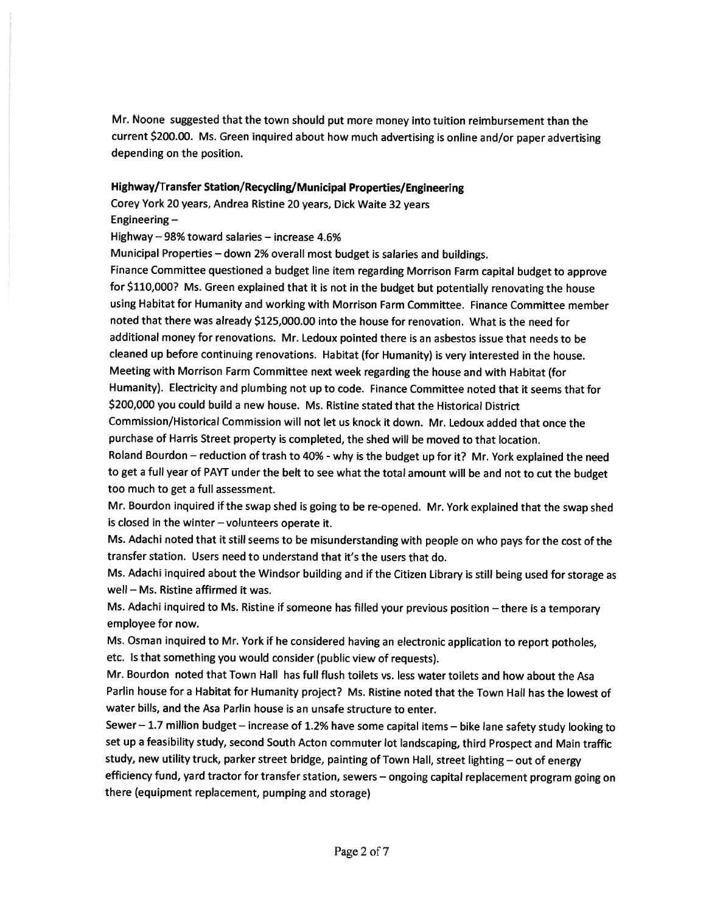Mr. Noone suggested that the town should put more money into tuition reimbursement than the current $200.00. Ms. Green inquired about how much advertising is online and/or paper advertising depending on the position.

**Highway/Transfer Station/Recycling/Municipal Properties/Engineering**

Corey York 20 years, Andrea Ristine 20 years, Dick Waite 32 years

Engineering –

Highway – 98% toward salaries – increase 4.6%

Municipal Properties – down 2% overall most budget is salaries and buildings.

Finance Committee questioned a budget line item regarding Morrison Farm capital budget to approve for $110,000? Ms. Green explained that it is not in the budget but potentially renovating the house using Habitat for Humanity and working with Morrison Farm Committee. Finance Committee member noted that there was already $125,000.00 into the house for renovation. What is the need for additional money for renovations. Mr. Ledoux pointed there is an asbestos issue that needs to be cleaned up before continuing renovations. Habitat (for Humanity) is very interested in the house. Meeting with Morrison Farm Committee next week regarding the house and with Habitat (for Humanity). Electricity and plumbing not up to code. Finance Committee noted that it seems that for $200,000 you could build a new house. Ms. Ristine stated that the Historical District Commission/Historical Commission will not let us knock it down. Mr. Ledoux added that once the purchase of Harris Street property is completed, the shed will be moved to that location.

Roland Bourdon – reduction of trash to 40% - why is the budget up for it? Mr. York explained the need to get a full year of PAYT under the belt to see what the total amount will be and not to cut the budget too much to get a full assessment.

Mr. Bourdon inquired if the swap shed is going to be re-opened. Mr. York explained that the swap shed is closed in the winter – volunteers operate it.

Ms. Adachi noted that it still seems to be misunderstanding with people on who pays for the cost of the transfer station. Users need to understand that it's the users that do.

Ms. Adachi inquired about the Windsor building and if the Citizen Library is still being used for storage as well – Ms. Ristine affirmed it was.

Ms. Adachi inquired to Ms. Ristine if someone has filled your previous position – there is a temporary employee for now.

Ms. Osman inquired to Mr. York if he considered having an electronic application to report potholes, etc. Is that something you would consider (public view of requests).

Mr. Bourdon noted that Town Hall has full flush toilets vs. less water toilets and how about the Asa Parlin house for a Habitat for Humanity project? Ms. Ristine noted that the Town Hall has the lowest of water bills, and the Asa Parlin house is an unsafe structure to enter.

Sewer – 1.7 million budget – increase of 1.2% have some capital items – bike lane safety study looking to set up a feasibility study, second South Acton commuter lot landscaping, third Prospect and Main traffic study, new utility truck, parker street bridge, painting of Town Hall, street lighting – out of energy efficiency fund, yard tractor for transfer station, sewers – ongoing capital replacement program going on there (equipment replacement, pumping and storage)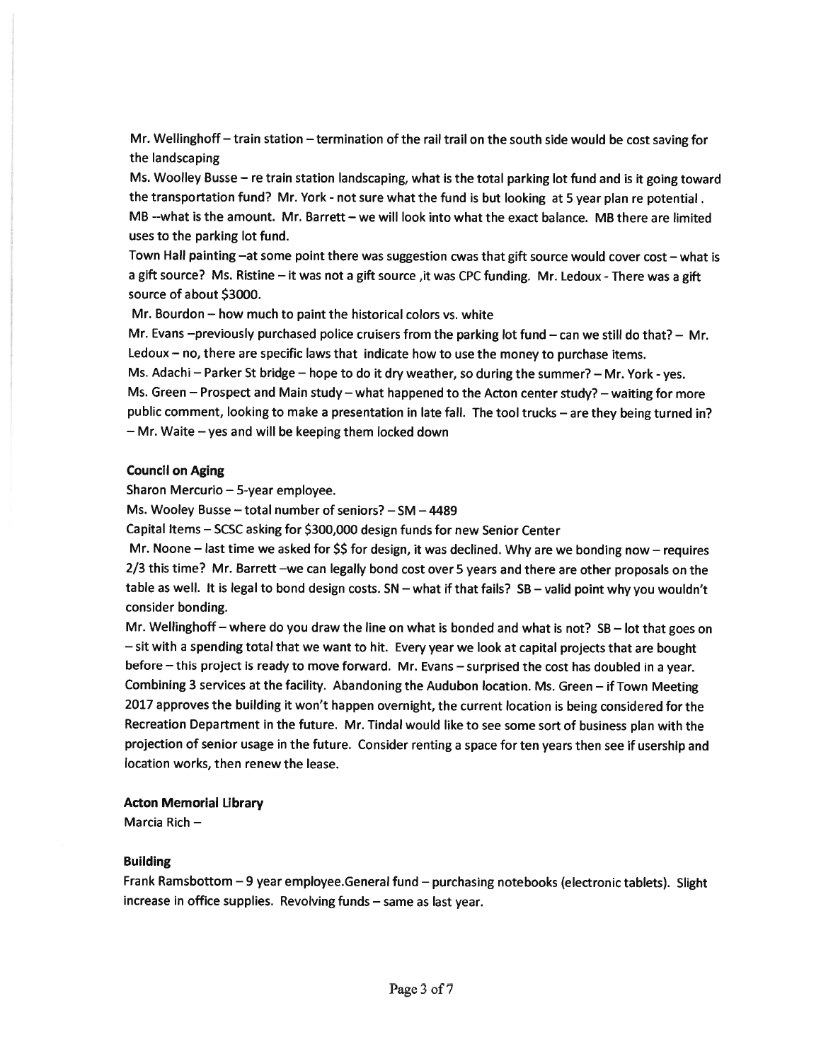Mr. Wellinghoff – train station – termination of the rail trail on the south side would be cost saving for the landscaping

Ms. Woolley Busse – re train station landscaping, what is the total parking lot fund and is it going toward the transportation fund? Mr. York - not sure what the fund is but looking at 5 year plan re potential . MB --what is the amount. Mr. Barrett – we will look into what the exact balance. MB there are limited uses to the parking lot fund.

Town Hall painting –at some point there was suggestion cwas that gift source would cover cost – what is a gift source? Ms. Ristine – it was not a gift source ,it was CPC funding. Mr. Ledoux - There was a gift source of about $3000.

Mr. Bourdon – how much to paint the historical colors vs. white

Mr. Evans –previously purchased police cruisers from the parking lot fund – can we still do that? – Mr. Ledoux – no, there are specific laws that indicate how to use the money to purchase items.

Ms. Adachi – Parker St bridge – hope to do it dry weather, so during the summer? – Mr. York - yes.

Ms. Green – Prospect and Main study – what happened to the Acton center study? – waiting for more public comment, looking to make a presentation in late fall. The tool trucks – are they being turned in? – Mr. Waite – yes and will be keeping them locked down

**Council on Aging**

Sharon Mercurio – 5-year employee.

Ms. Wooley Busse – total number of seniors? – SM – 4489

Capital Items – SCSC asking for $300,000 design funds for new Senior Center

Mr. Noone – last time we asked for $$ for design, it was declined. Why are we bonding now – requires 2/3 this time? Mr. Barrett –we can legally bond cost over 5 years and there are other proposals on the table as well. It is legal to bond design costs. SN – what if that fails? SB – valid point why you wouldn't consider bonding.

Mr. Wellinghoff – where do you draw the line on what is bonded and what is not? SB – lot that goes on – sit with a spending total that we want to hit. Every year we look at capital projects that are bought before – this project is ready to move forward. Mr. Evans – surprised the cost has doubled in a year. Combining 3 services at the facility. Abandoning the Audubon location. Ms. Green – if Town Meeting 2017 approves the building it won't happen overnight, the current location is being considered for the Recreation Department in the future. Mr. Tindal would like to see some sort of business plan with the projection of senior usage in the future. Consider renting a space for ten years then see if usership and location works, then renew the lease.

**Acton Memorial Library**

Marcia Rich –

**Building**

Frank Ramsbottom – 9 year employee.General fund – purchasing notebooks (electronic tablets). Slight increase in office supplies. Revolving funds – same as last year.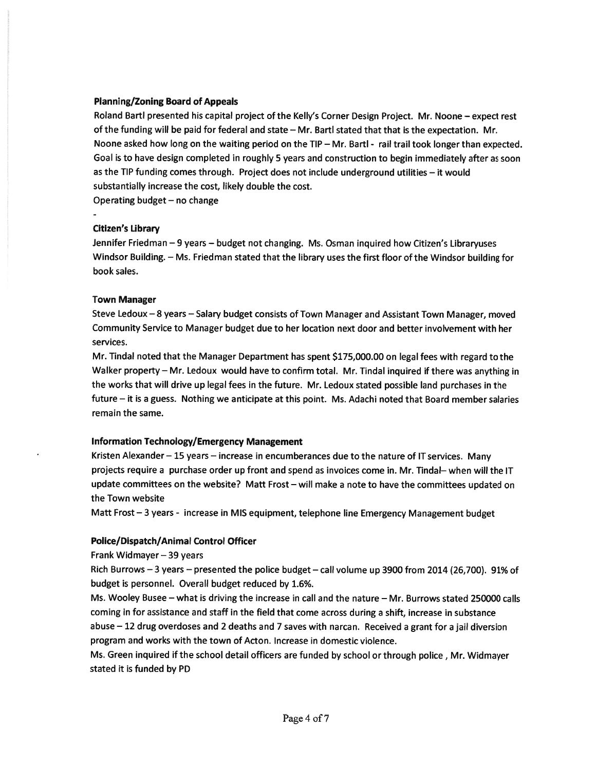**Planning/Zoning Board of Appeals**

Roland Bartl presented his capital project of the Kelly's Corner Design Project. Mr. Noone – expect rest of the funding will be paid for federal and state – Mr. Bartl stated that that is the expectation. Mr. Noone asked how long on the waiting period on the TIP – Mr. Bartl - rail trail took longer than expected. Goal is to have design completed in roughly 5 years and construction to begin immediately after as soon as the TIP funding comes through. Project does not include underground utilities – it would substantially increase the cost, likely double the cost.

Operating budget – no change

-

**Citizen's Library**

Jennifer Friedman – 9 years – budget not changing. Ms. Osman inquired how Citizen's Libraryuses Windsor Building. – Ms. Friedman stated that the library uses the first floor of the Windsor building for book sales.

**Town Manager**

Steve Ledoux – 8 years – Salary budget consists of Town Manager and Assistant Town Manager, moved Community Service to Manager budget due to her location next door and better involvement with her services.

Mr. Tindal noted that the Manager Department has spent $175,000.00 on legal fees with regard to the Walker property – Mr. Ledoux would have to confirm total. Mr. Tindal inquired if there was anything in the works that will drive up legal fees in the future. Mr. Ledoux stated possible land purchases in the future – it is a guess. Nothing we anticipate at this point. Ms. Adachi noted that Board member salaries remain the same.

**Information Technology/Emergency Management**

Kristen Alexander – 15 years – increase in encumberances due to the nature of IT services. Many projects require a purchase order up front and spend as invoices come in. Mr. Tindal– when will the IT update committees on the website? Matt Frost – will make a note to have the committees updated on the Town website

Matt Frost – 3 years - increase in MIS equipment, telephone line Emergency Management budget

**Police/Dispatch/Animal Control Officer**

Frank Widmayer – 39 years

Rich Burrows – 3 years – presented the police budget – call volume up 3900 from 2014 (26,700). 91% of budget is personnel. Overall budget reduced by 1.6%.

Ms. Wooley Busee – what is driving the increase in call and the nature – Mr. Burrows stated 250000 calls coming in for assistance and staff in the field that come across during a shift, increase in substance abuse – 12 drug overdoses and 2 deaths and 7 saves with narcan. Received a grant for a jail diversion program and works with the town of Acton. Increase in domestic violence.

Ms. Green inquired if the school detail officers are funded by school or through police , Mr. Widmayer stated it is funded by PD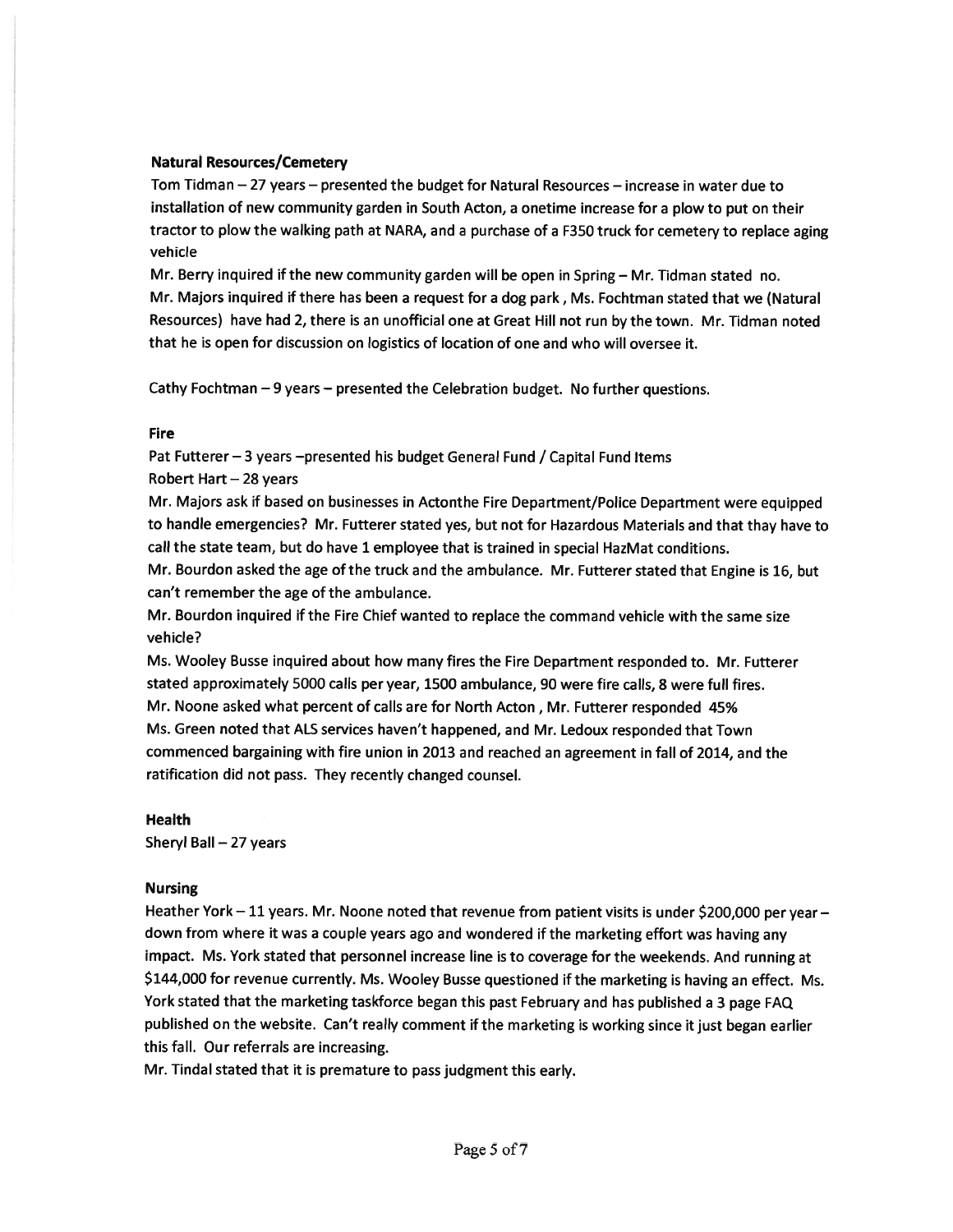**Natural Resources/Cemetery**

Tom Tidman – 27 years – presented the budget for Natural Resources – increase in water due to installation of new community garden in South Acton, a onetime increase for a plow to put on their tractor to plow the walking path at NARA, and a purchase of a F350 truck for cemetery to replace aging vehicle

Mr. Berry inquired if the new community garden will be open in Spring – Mr. Tidman stated no.

Mr. Majors inquired if there has been a request for a dog park , Ms. Fochtman stated that we (Natural Resources) have had 2, there is an unofficial one at Great Hill not run by the town. Mr. Tidman noted that he is open for discussion on logistics of location of one and who will oversee it.

Cathy Fochtman – 9 years – presented the Celebration budget. No further questions.

**Fire**

Pat Futterer – 3 years –presented his budget General Fund / Capital Fund Items

Robert Hart – 28 years

Mr. Majors ask if based on businesses in Actonthe Fire Department/Police Department were equipped to handle emergencies? Mr. Futterer stated yes, but not for Hazardous Materials and that thay have to call the state team, but do have 1 employee that is trained in special HazMat conditions.

Mr. Bourdon asked the age of the truck and the ambulance. Mr. Futterer stated that Engine is 16, but can't remember the age of the ambulance.

Mr. Bourdon inquired if the Fire Chief wanted to replace the command vehicle with the same size vehicle?

Ms. Wooley Busse inquired about how many fires the Fire Department responded to. Mr. Futterer stated approximately 5000 calls per year, 1500 ambulance, 90 were fire calls, 8 were full fires.

Mr. Noone asked what percent of calls are for North Acton , Mr. Futterer responded 45%

Ms. Green noted that ALS services haven't happened, and Mr. Ledoux responded that Town commenced bargaining with fire union in 2013 and reached an agreement in fall of 2014, and the ratification did not pass. They recently changed counsel.

**Health**

Sheryl Ball – 27 years

**Nursing**

Heather York – 11 years. Mr. Noone noted that revenue from patient visits is under $200,000 per year – down from where it was a couple years ago and wondered if the marketing effort was having any impact. Ms. York stated that personnel increase line is to coverage for the weekends. And running at $144,000 for revenue currently. Ms. Wooley Busse questioned if the marketing is having an effect. Ms. York stated that the marketing taskforce began this past February and has published a 3 page FAQ published on the website. Can't really comment if the marketing is working since it just began earlier this fall. Our referrals are increasing.

Mr. Tindal stated that it is premature to pass judgment this early.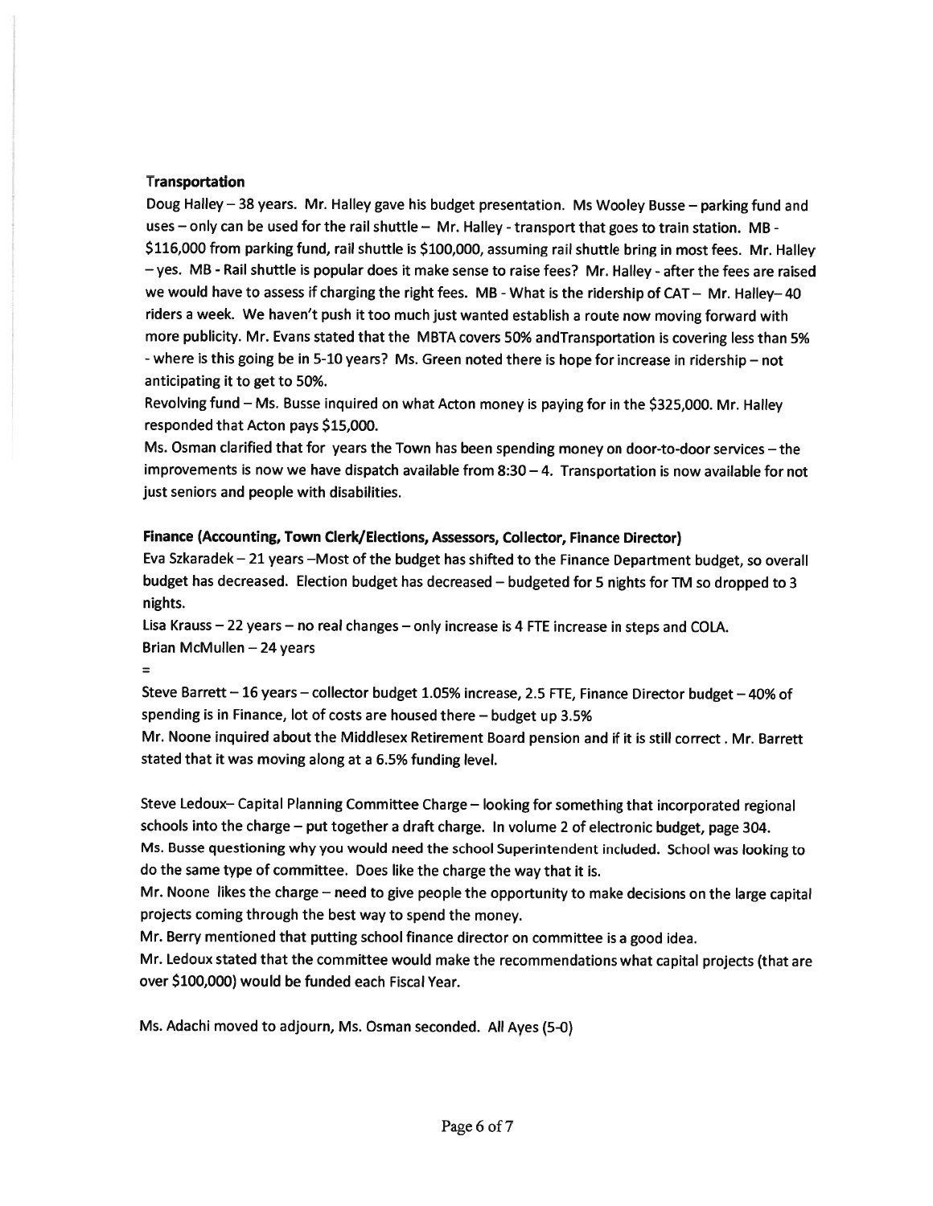**Transportation**

Doug Halley – 38 years. Mr. Halley gave his budget presentation. Ms Wooley Busse – parking fund and uses – only can be used for the rail shuttle – Mr. Halley - transport that goes to train station. MB - $116,000 from parking fund, rail shuttle is $100,000, assuming rail shuttle bring in most fees. Mr. Halley – yes. MB - Rail shuttle is popular does it make sense to raise fees? Mr. Halley - after the fees are raised we would have to assess if charging the right fees. MB - What is the ridership of CAT – Mr. Halley– 40 riders a week. We haven't push it too much just wanted establish a route now moving forward with more publicity. Mr. Evans stated that the MBTA covers 50% andTransportation is covering less than 5% - where is this going be in 5-10 years? Ms. Green noted there is hope for increase in ridership – not anticipating it to get to 50%.

Revolving fund – Ms. Busse inquired on what Acton money is paying for in the $325,000. Mr. Halley responded that Acton pays $15,000.

Ms. Osman clarified that for years the Town has been spending money on door-to-door services – the improvements is now we have dispatch available from 8:30 – 4. Transportation is now available for not just seniors and people with disabilities.

**Finance (Accounting, Town Clerk/Elections, Assessors, Collector, Finance Director)**

Eva Szkaradek – 21 years –Most of the budget has shifted to the Finance Department budget, so overall budget has decreased. Election budget has decreased – budgeted for 5 nights for TM so dropped to 3 nights.

Lisa Krauss – 22 years – no real changes – only increase is 4 FTE increase in steps and COLA.

Brian McMullen – 24 years

=

Steve Barrett – 16 years – collector budget 1.05% increase, 2.5 FTE, Finance Director budget – 40% of spending is in Finance, lot of costs are housed there – budget up 3.5%

Mr. Noone inquired about the Middlesex Retirement Board pension and if it is still correct . Mr. Barrett stated that it was moving along at a 6.5% funding level.

Steve Ledoux– Capital Planning Committee Charge – looking for something that incorporated regional schools into the charge – put together a draft charge. In volume 2 of electronic budget, page 304.

Ms. Busse questioning why you would need the school Superintendent included. School was looking to do the same type of committee. Does like the charge the way that it is.

Mr. Noone likes the charge – need to give people the opportunity to make decisions on the large capital projects coming through the best way to spend the money.

Mr. Berry mentioned that putting school finance director on committee is a good idea.

Mr. Ledoux stated that the committee would make the recommendations what capital projects (that are over $100,000) would be funded each Fiscal Year.

Ms. Adachi moved to adjourn, Ms. Osman seconded. All Ayes (5-0)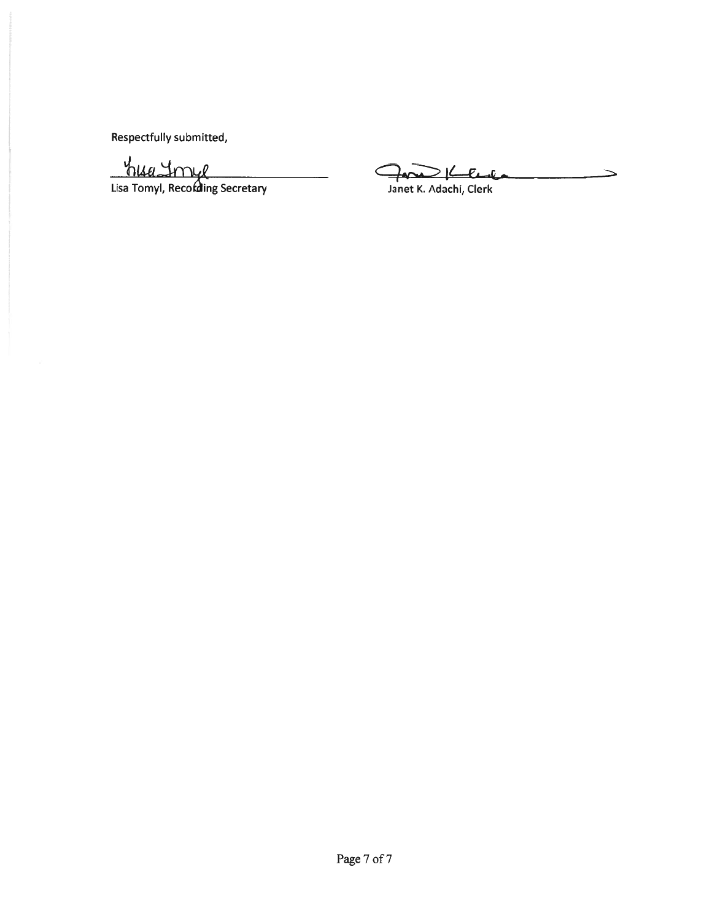Respectfully submitted,

Lisa Tomyl, Recording Secretary

Janet K. Adachi, Clerk